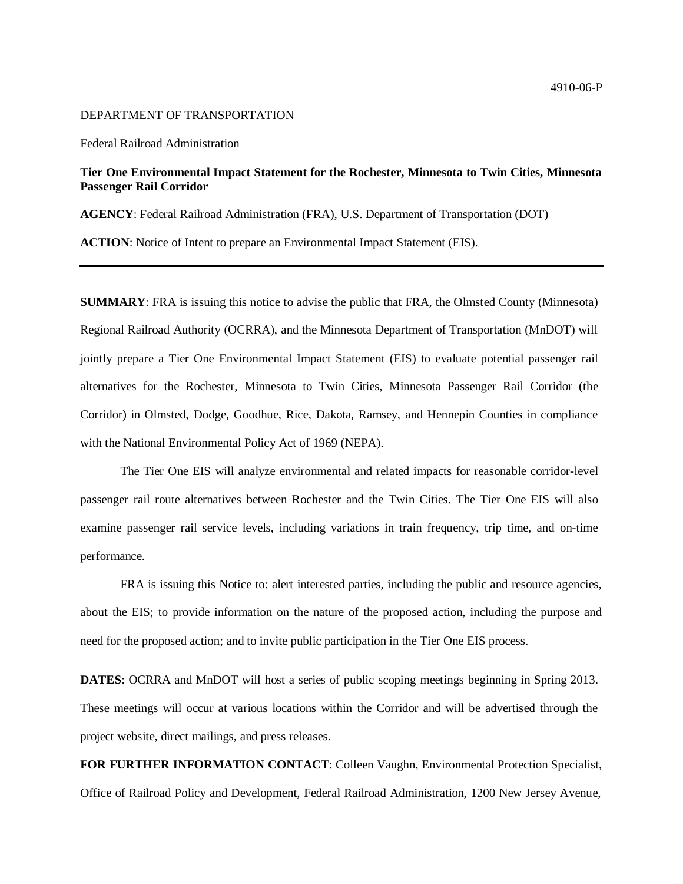4910-06-P

DEPARTMENT OF TRANSPORTATION

Federal Railroad Administration

**Tier One Environmental Impact Statement for the Rochester, Minnesota to Twin Cities, Minnesota Passenger Rail Corridor**

**AGENCY**: Federal Railroad Administration (FRA), U.S. Department of Transportation (DOT)

**ACTION**: Notice of Intent to prepare an Environmental Impact Statement (EIS).

---

**SUMMARY**: FRA is issuing this notice to advise the public that FRA, the Olmsted County (Minnesota) Regional Railroad Authority (OCRRA), and the Minnesota Department of Transportation (MnDOT) will jointly prepare a Tier One Environmental Impact Statement (EIS) to evaluate potential passenger rail alternatives for the Rochester, Minnesota to Twin Cities, Minnesota Passenger Rail Corridor (the Corridor) in Olmsted, Dodge, Goodhue, Rice, Dakota, Ramsey, and Hennepin Counties in compliance with the National Environmental Policy Act of 1969 (NEPA).

The Tier One EIS will analyze environmental and related impacts for reasonable corridor-level passenger rail route alternatives between Rochester and the Twin Cities. The Tier One EIS will also examine passenger rail service levels, including variations in train frequency, trip time, and on-time performance.

FRA is issuing this Notice to: alert interested parties, including the public and resource agencies, about the EIS; to provide information on the nature of the proposed action, including the purpose and need for the proposed action; and to invite public participation in the Tier One EIS process.

**DATES**: OCRRA and MnDOT will host a series of public scoping meetings beginning in Spring 2013. These meetings will occur at various locations within the Corridor and will be advertised through the project website, direct mailings, and press releases.

**FOR FURTHER INFORMATION CONTACT**: Colleen Vaughn, Environmental Protection Specialist, Office of Railroad Policy and Development, Federal Railroad Administration, 1200 New Jersey Avenue,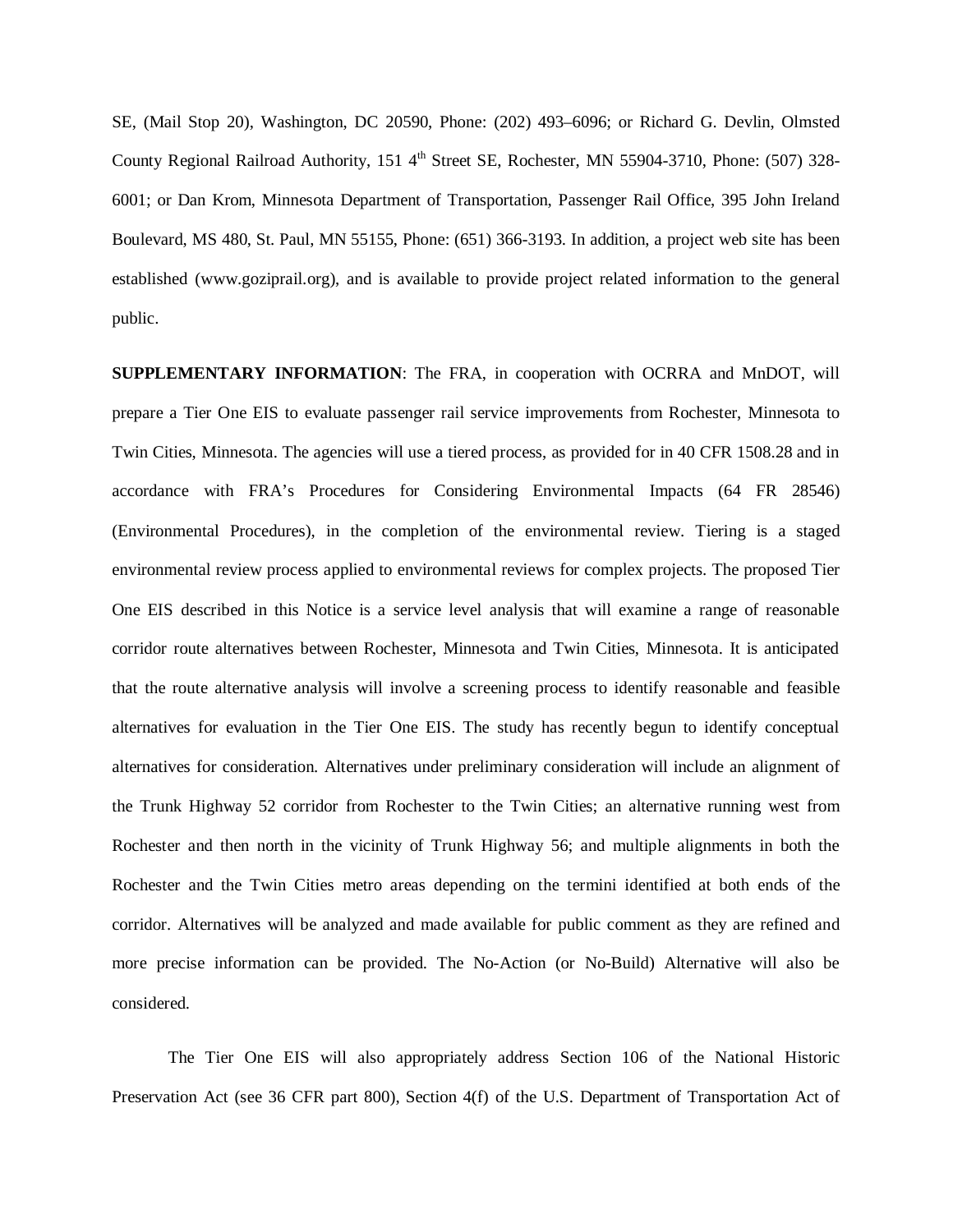SE, (Mail Stop 20), Washington, DC 20590, Phone: (202) 493–6096; or Richard G. Devlin, Olmsted County Regional Railroad Authority, 151 4th Street SE, Rochester, MN 55904-3710, Phone: (507) 328-6001; or Dan Krom, Minnesota Department of Transportation, Passenger Rail Office, 395 John Ireland Boulevard, MS 480, St. Paul, MN 55155, Phone: (651) 366-3193. In addition, a project web site has been established (www.goziprail.org), and is available to provide project related information to the general public.

**SUPPLEMENTARY INFORMATION**: The FRA, in cooperation with OCRRA and MnDOT, will prepare a Tier One EIS to evaluate passenger rail service improvements from Rochester, Minnesota to Twin Cities, Minnesota. The agencies will use a tiered process, as provided for in 40 CFR 1508.28 and in accordance with FRA's Procedures for Considering Environmental Impacts (64 FR 28546) (Environmental Procedures), in the completion of the environmental review. Tiering is a staged environmental review process applied to environmental reviews for complex projects. The proposed Tier One EIS described in this Notice is a service level analysis that will examine a range of reasonable corridor route alternatives between Rochester, Minnesota and Twin Cities, Minnesota. It is anticipated that the route alternative analysis will involve a screening process to identify reasonable and feasible alternatives for evaluation in the Tier One EIS. The study has recently begun to identify conceptual alternatives for consideration. Alternatives under preliminary consideration will include an alignment of the Trunk Highway 52 corridor from Rochester to the Twin Cities; an alternative running west from Rochester and then north in the vicinity of Trunk Highway 56; and multiple alignments in both the Rochester and the Twin Cities metro areas depending on the termini identified at both ends of the corridor. Alternatives will be analyzed and made available for public comment as they are refined and more precise information can be provided. The No-Action (or No-Build) Alternative will also be considered.

The Tier One EIS will also appropriately address Section 106 of the National Historic Preservation Act (see 36 CFR part 800), Section 4(f) of the U.S. Department of Transportation Act of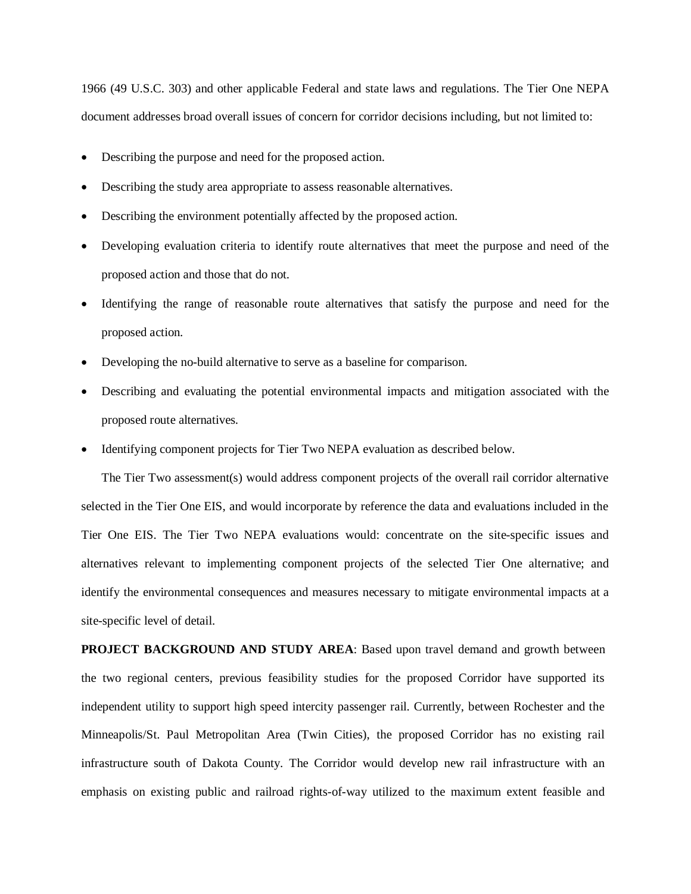1966 (49 U.S.C. 303) and other applicable Federal and state laws and regulations. The Tier One NEPA document addresses broad overall issues of concern for corridor decisions including, but not limited to:

- Describing the purpose and need for the proposed action.
- Describing the study area appropriate to assess reasonable alternatives.
- Describing the environment potentially affected by the proposed action.
- Developing evaluation criteria to identify route alternatives that meet the purpose and need of the proposed action and those that do not.
- Identifying the range of reasonable route alternatives that satisfy the purpose and need for the proposed action.
- Developing the no-build alternative to serve as a baseline for comparison.
- Describing and evaluating the potential environmental impacts and mitigation associated with the proposed route alternatives.
- Identifying component projects for Tier Two NEPA evaluation as described below.

The Tier Two assessment(s) would address component projects of the overall rail corridor alternative selected in the Tier One EIS, and would incorporate by reference the data and evaluations included in the Tier One EIS. The Tier Two NEPA evaluations would: concentrate on the site-specific issues and alternatives relevant to implementing component projects of the selected Tier One alternative; and identify the environmental consequences and measures necessary to mitigate environmental impacts at a site-specific level of detail.

**PROJECT BACKGROUND AND STUDY AREA**: Based upon travel demand and growth between the two regional centers, previous feasibility studies for the proposed Corridor have supported its independent utility to support high speed intercity passenger rail. Currently, between Rochester and the Minneapolis/St. Paul Metropolitan Area (Twin Cities), the proposed Corridor has no existing rail infrastructure south of Dakota County. The Corridor would develop new rail infrastructure with an emphasis on existing public and railroad rights-of-way utilized to the maximum extent feasible and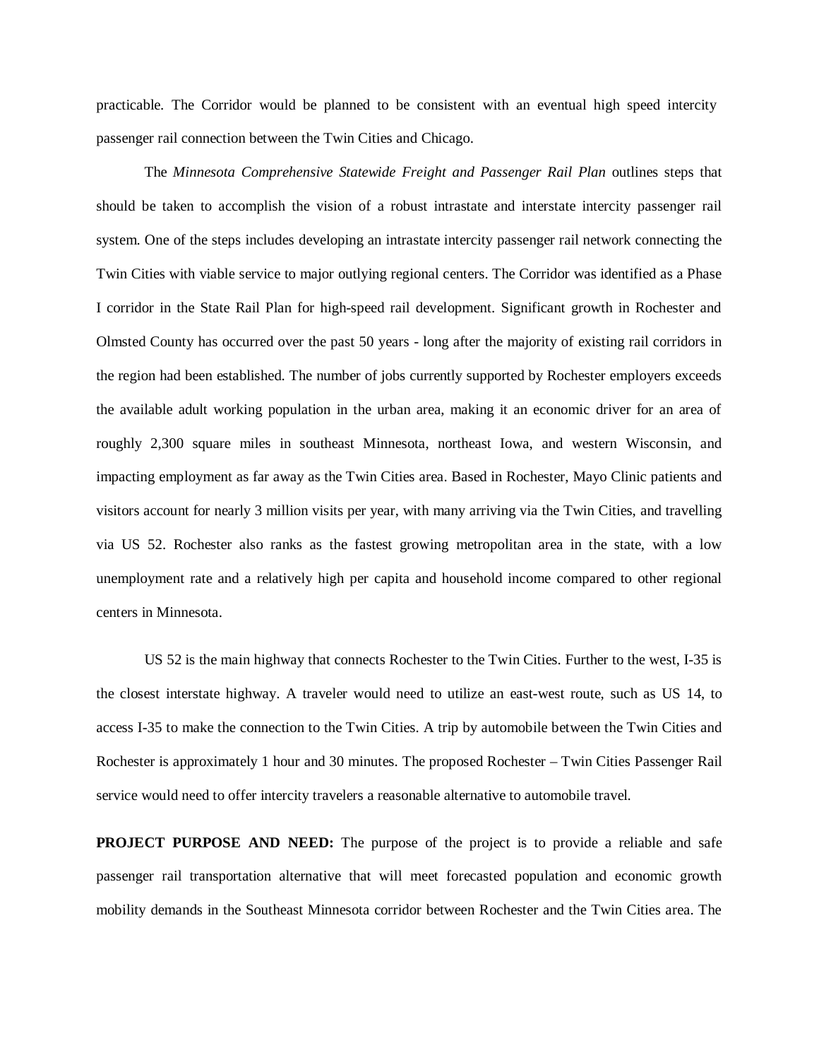practicable. The Corridor would be planned to be consistent with an eventual high speed intercity passenger rail connection between the Twin Cities and Chicago.

The *Minnesota Comprehensive Statewide Freight and Passenger Rail Plan* outlines steps that should be taken to accomplish the vision of a robust intrastate and interstate intercity passenger rail system. One of the steps includes developing an intrastate intercity passenger rail network connecting the Twin Cities with viable service to major outlying regional centers. The Corridor was identified as a Phase I corridor in the State Rail Plan for high-speed rail development. Significant growth in Rochester and Olmsted County has occurred over the past 50 years - long after the majority of existing rail corridors in the region had been established. The number of jobs currently supported by Rochester employers exceeds the available adult working population in the urban area, making it an economic driver for an area of roughly 2,300 square miles in southeast Minnesota, northeast Iowa, and western Wisconsin, and impacting employment as far away as the Twin Cities area. Based in Rochester, Mayo Clinic patients and visitors account for nearly 3 million visits per year, with many arriving via the Twin Cities, and travelling via US 52. Rochester also ranks as the fastest growing metropolitan area in the state, with a low unemployment rate and a relatively high per capita and household income compared to other regional centers in Minnesota.

US 52 is the main highway that connects Rochester to the Twin Cities. Further to the west, I-35 is the closest interstate highway. A traveler would need to utilize an east-west route, such as US 14, to access I-35 to make the connection to the Twin Cities. A trip by automobile between the Twin Cities and Rochester is approximately 1 hour and 30 minutes. The proposed Rochester – Twin Cities Passenger Rail service would need to offer intercity travelers a reasonable alternative to automobile travel.

**PROJECT PURPOSE AND NEED:** The purpose of the project is to provide a reliable and safe passenger rail transportation alternative that will meet forecasted population and economic growth mobility demands in the Southeast Minnesota corridor between Rochester and the Twin Cities area. The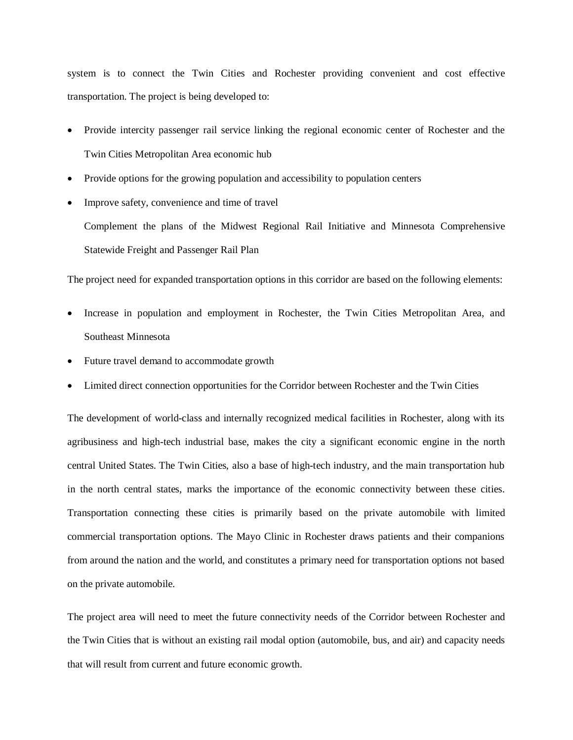system is to connect the Twin Cities and Rochester providing convenient and cost effective transportation. The project is being developed to:

- Provide intercity passenger rail service linking the regional economic center of Rochester and the Twin Cities Metropolitan Area economic hub
- Provide options for the growing population and accessibility to population centers
- Improve safety, convenience and time of travel

  Complement the plans of the Midwest Regional Rail Initiative and Minnesota Comprehensive Statewide Freight and Passenger Rail Plan

The project need for expanded transportation options in this corridor are based on the following elements:

- Increase in population and employment in Rochester, the Twin Cities Metropolitan Area, and Southeast Minnesota
- Future travel demand to accommodate growth
- Limited direct connection opportunities for the Corridor between Rochester and the Twin Cities

The development of world-class and internally recognized medical facilities in Rochester, along with its agribusiness and high-tech industrial base, makes the city a significant economic engine in the north central United States. The Twin Cities, also a base of high-tech industry, and the main transportation hub in the north central states, marks the importance of the economic connectivity between these cities. Transportation connecting these cities is primarily based on the private automobile with limited commercial transportation options. The Mayo Clinic in Rochester draws patients and their companions from around the nation and the world, and constitutes a primary need for transportation options not based on the private automobile.

The project area will need to meet the future connectivity needs of the Corridor between Rochester and the Twin Cities that is without an existing rail modal option (automobile, bus, and air) and capacity needs that will result from current and future economic growth.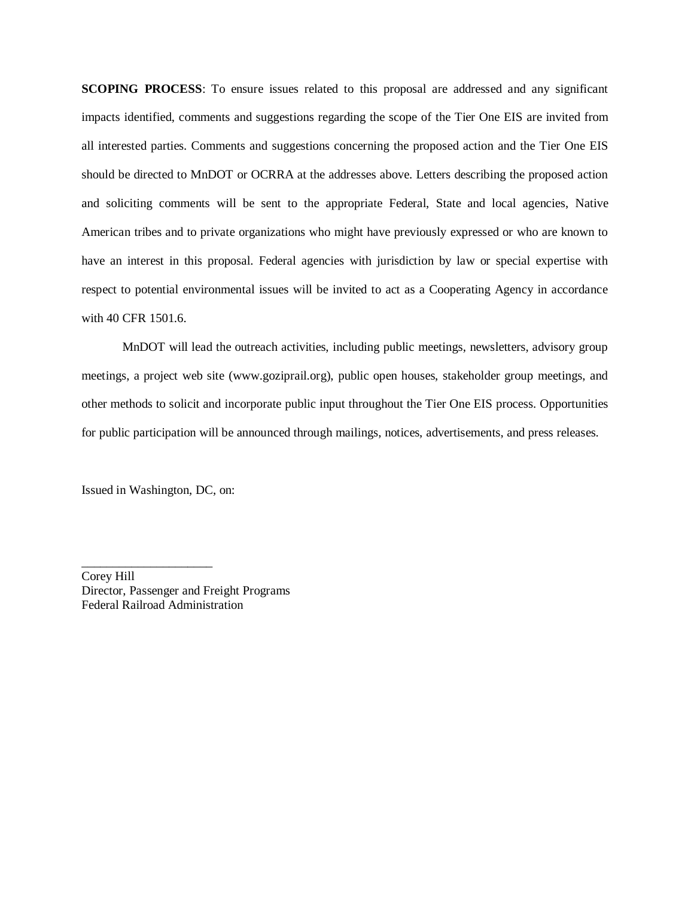**SCOPING PROCESS**: To ensure issues related to this proposal are addressed and any significant impacts identified, comments and suggestions regarding the scope of the Tier One EIS are invited from all interested parties. Comments and suggestions concerning the proposed action and the Tier One EIS should be directed to MnDOT or OCRRA at the addresses above. Letters describing the proposed action and soliciting comments will be sent to the appropriate Federal, State and local agencies, Native American tribes and to private organizations who might have previously expressed or who are known to have an interest in this proposal. Federal agencies with jurisdiction by law or special expertise with respect to potential environmental issues will be invited to act as a Cooperating Agency in accordance with 40 CFR 1501.6.

MnDOT will lead the outreach activities, including public meetings, newsletters, advisory group meetings, a project web site (www.goziprail.org), public open houses, stakeholder group meetings, and other methods to solicit and incorporate public input throughout the Tier One EIS process. Opportunities for public participation will be announced through mailings, notices, advertisements, and press releases.

Issued in Washington, DC, on:

____________________
Corey Hill
Director, Passenger and Freight Programs
Federal Railroad Administration